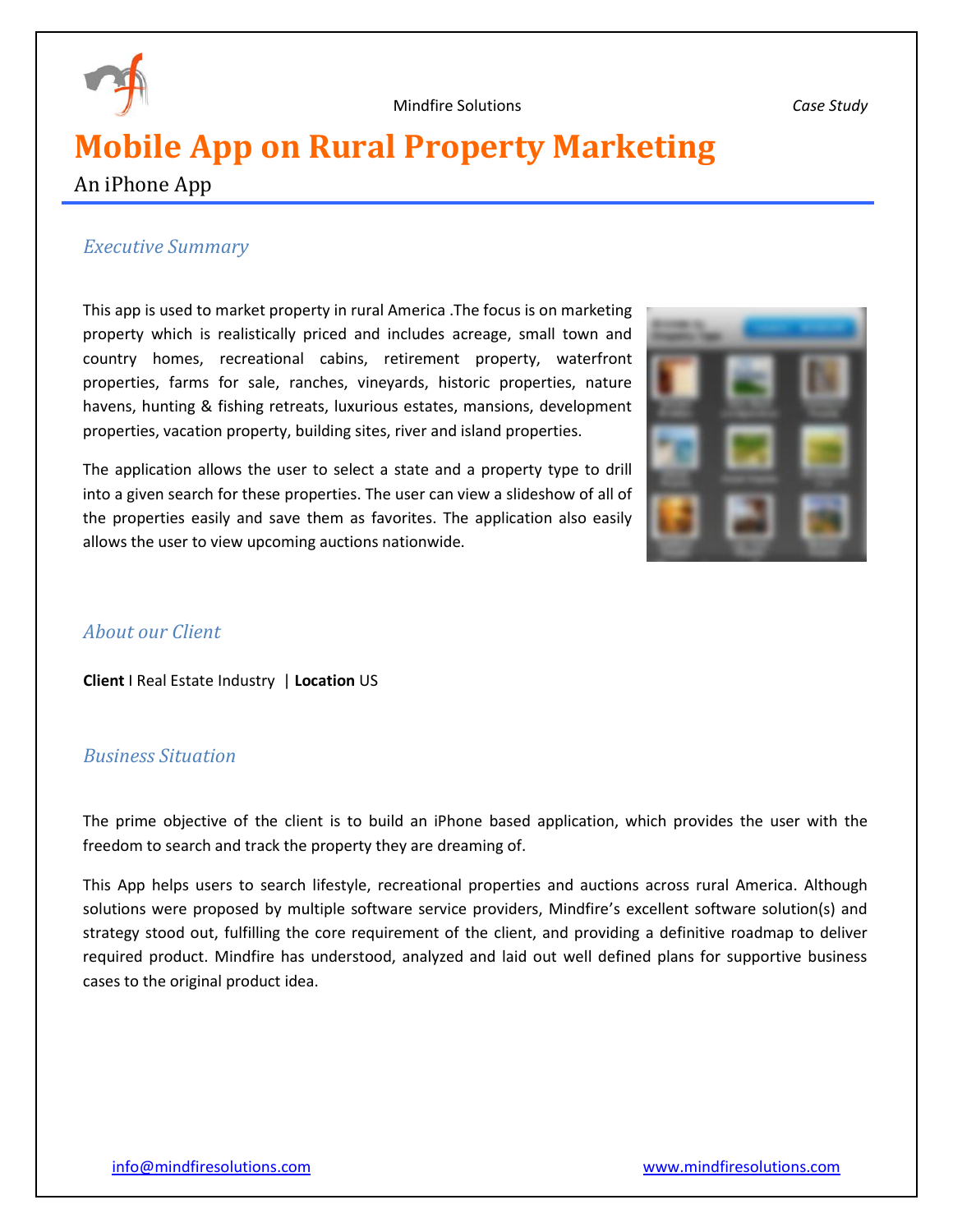Mindfire Solutions *Case Study*

# Mobile App on Rural Property Marketing

An iPhone App

## *Executive Summary*

This app is used to market property in rural America .The focus is on marketing property which is realistically priced and includes acreage, small town and country homes, recreational cabins, retirement property, waterfront properties, farms for sale, ranches, vineyards, historic properties, nature havens, hunting & fishing retreats, luxurious estates, mansions, development properties, vacation property, building sites, river and island properties.

The application allows the user to select a state and a property type to drill into a given search for these properties. The user can view a slideshow of all of the properties easily and save them as favorites. The application also easily allows the user to view upcoming auctions nationwide.

## *About our Client*

**Client** I Real Estate Industry | **Location** US

## *Business Situation*

The prime objective of the client is to build an iPhone based application, which provides the user with the freedom to search and track the property they are dreaming of.

This App helps users to search lifestyle, recreational properties and auctions across rural America. Although solutions were proposed by multiple software service providers, Mindfire's excellent software solution(s) and strategy stood out, fulfilling the core requirement of the client, and providing a definitive roadmap to deliver required product. Mindfire has understood, analyzed and laid out well defined plans for supportive business cases to the original product idea.

info@mindfiresolutions.com www.mindfiresolutions.com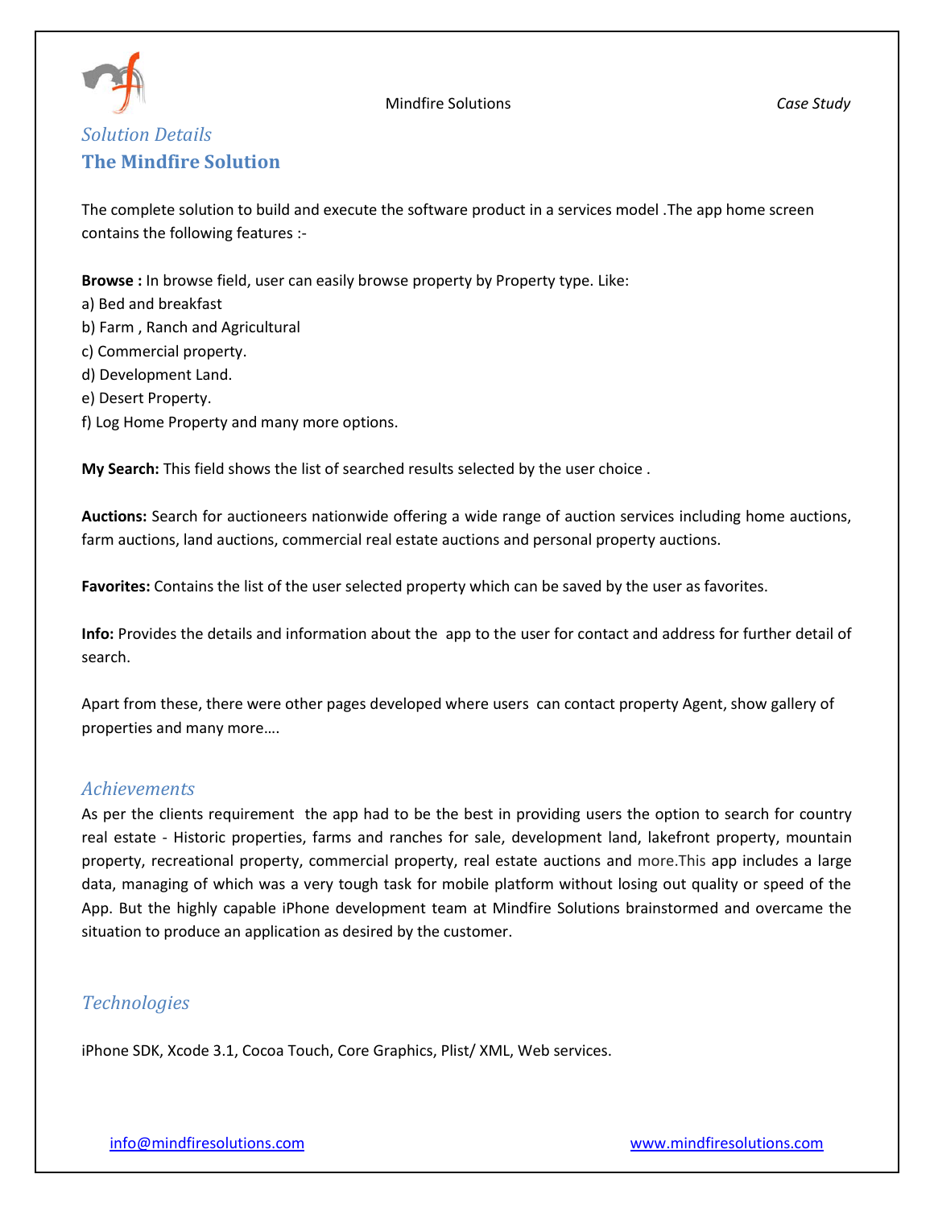*Solution Details*

## The Mindfire Solution

The complete solution to build and execute the software product in a services model .The app home screen contains the following features :-

**Browse :** In browse field, user can easily browse property by Property type. Like:
a) Bed and breakfast
b) Farm , Ranch and Agricultural
c) Commercial property.
d) Development Land.
e) Desert Property.
f) Log Home Property and many more options.

**My Search:** This field shows the list of searched results selected by the user choice .

**Auctions:** Search for auctioneers nationwide offering a wide range of auction services including home auctions, farm auctions, land auctions, commercial real estate auctions and personal property auctions.

**Favorites:** Contains the list of the user selected property which can be saved by the user as favorites.

**Info:** Provides the details and information about the app to the user for contact and address for further detail of search.

Apart from these, there were other pages developed where users can contact property Agent, show gallery of properties and many more….

### *Achievements*

As per the clients requirement the app had to be the best in providing users the option to search for country real estate - Historic properties, farms and ranches for sale, development land, lakefront property, mountain property, recreational property, commercial property, real estate auctions and more.This app includes a large data, managing of which was a very tough task for mobile platform without losing out quality or speed of the App. But the highly capable iPhone development team at Mindfire Solutions brainstormed and overcame the situation to produce an application as desired by the customer.

### *Technologies*

iPhone SDK, Xcode 3.1, Cocoa Touch, Core Graphics, Plist/ XML, Web services.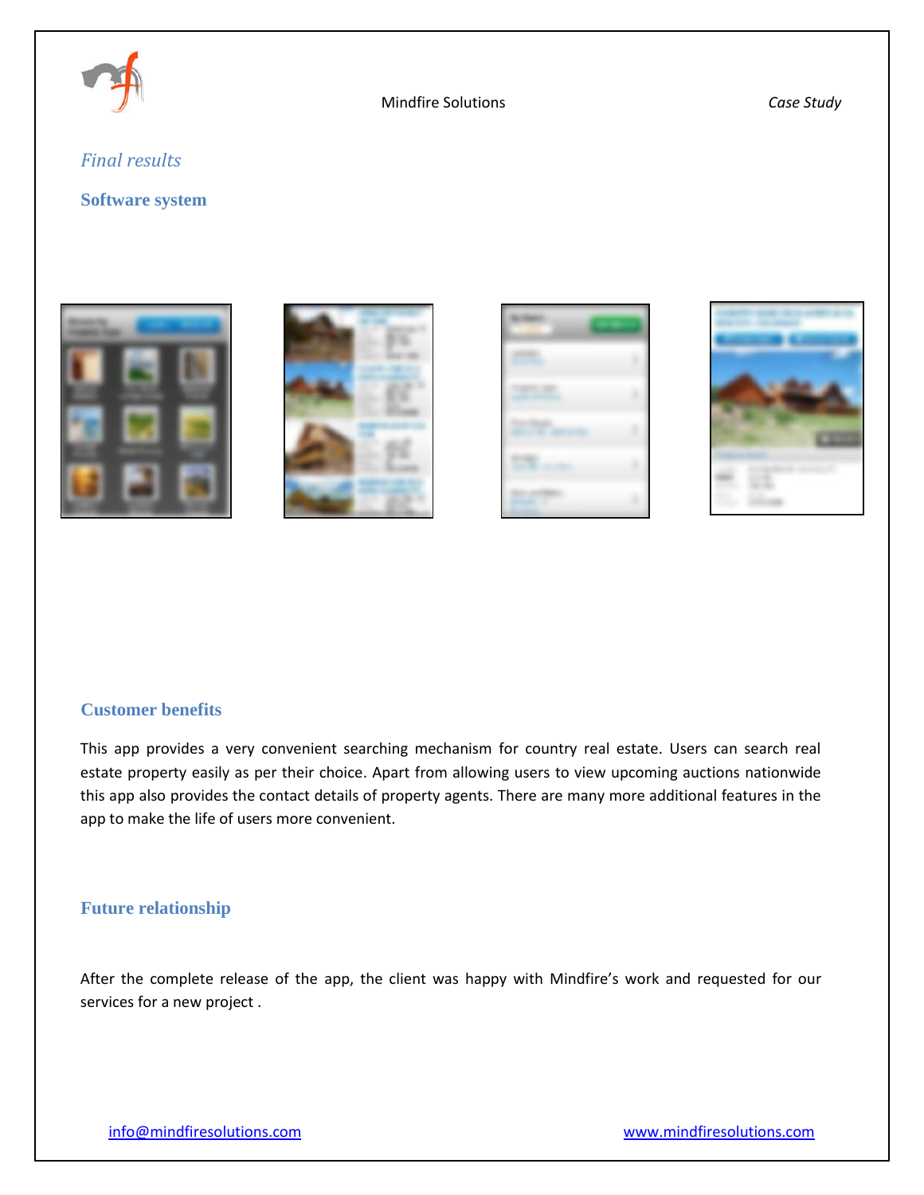*Final results*

## Software system

## Customer benefits

This app provides a very convenient searching mechanism for country real estate. Users can search real estate property easily as per their choice. Apart from allowing users to view upcoming auctions nationwide this app also provides the contact details of property agents. There are many more additional features in the app to make the life of users more convenient.

## Future relationship

After the complete release of the app, the client was happy with Mindfire's work and requested for our services for a new project .